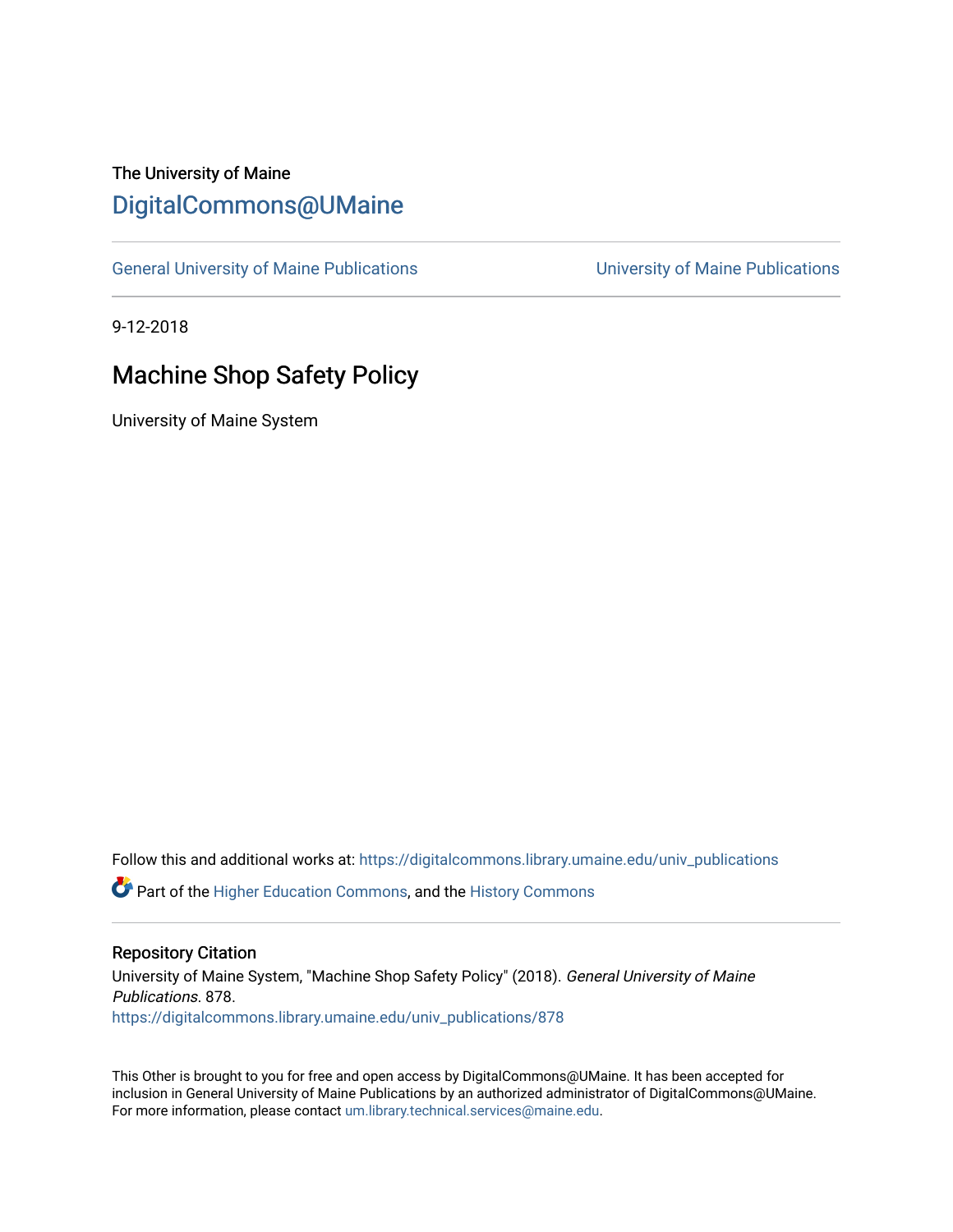The University of Maine

# DigitalCommons@UMaine

General University of Maine Publications | University of Maine Publications

9-12-2018

## Machine Shop Safety Policy

University of Maine System

Follow this and additional works at: https://digitalcommons.library.umaine.edu/univ_publications

Part of the Higher Education Commons, and the History Commons

### Repository Citation

University of Maine System, "Machine Shop Safety Policy" (2018). *General University of Maine Publications*. 878.
https://digitalcommons.library.umaine.edu/univ_publications/878

This Other is brought to you for free and open access by DigitalCommons@UMaine. It has been accepted for inclusion in General University of Maine Publications by an authorized administrator of DigitalCommons@UMaine. For more information, please contact um.library.technical.services@maine.edu.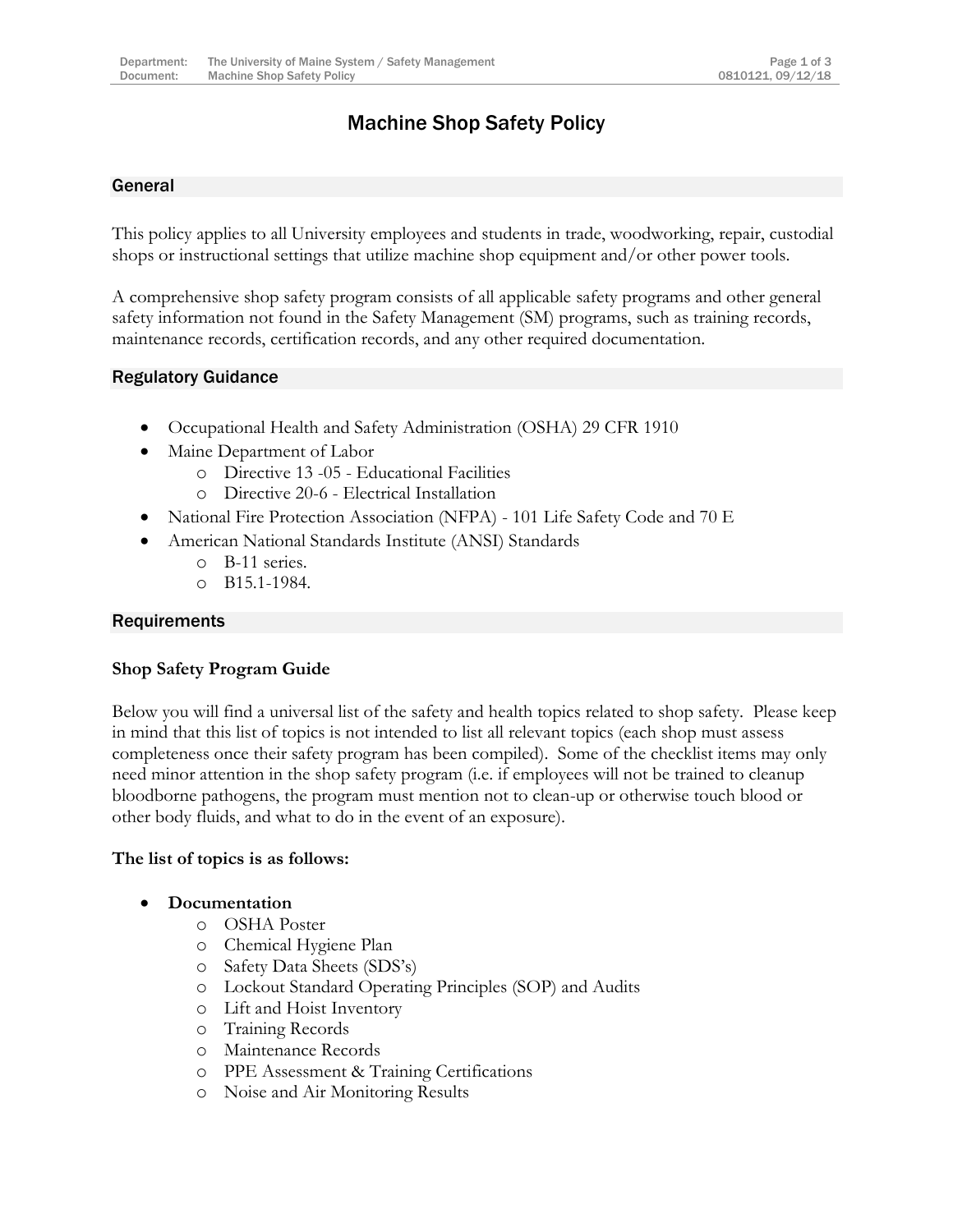# Machine Shop Safety Policy

## General

This policy applies to all University employees and students in trade, woodworking, repair, custodial shops or instructional settings that utilize machine shop equipment and/or other power tools.

A comprehensive shop safety program consists of all applicable safety programs and other general safety information not found in the Safety Management (SM) programs, such as training records, maintenance records, certification records, and any other required documentation.

## Regulatory Guidance

- Occupational Health and Safety Administration (OSHA) 29 CFR 1910
- Maine Department of Labor
  - Directive 13 -05 - Educational Facilities
  - Directive 20-6 - Electrical Installation
- National Fire Protection Association (NFPA) - 101 Life Safety Code and 70 E
- American National Standards Institute (ANSI) Standards
  - B-11 series.
  - B15.1-1984.

## Requirements

### Shop Safety Program Guide

Below you will find a universal list of the safety and health topics related to shop safety. Please keep in mind that this list of topics is not intended to list all relevant topics (each shop must assess completeness once their safety program has been compiled). Some of the checklist items may only need minor attention in the shop safety program (i.e. if employees will not be trained to cleanup bloodborne pathogens, the program must mention not to clean-up or otherwise touch blood or other body fluids, and what to do in the event of an exposure).

**The list of topics is as follows:**

- **Documentation**
  - OSHA Poster
  - Chemical Hygiene Plan
  - Safety Data Sheets (SDS's)
  - Lockout Standard Operating Principles (SOP) and Audits
  - Lift and Hoist Inventory
  - Training Records
  - Maintenance Records
  - PPE Assessment & Training Certifications
  - Noise and Air Monitoring Results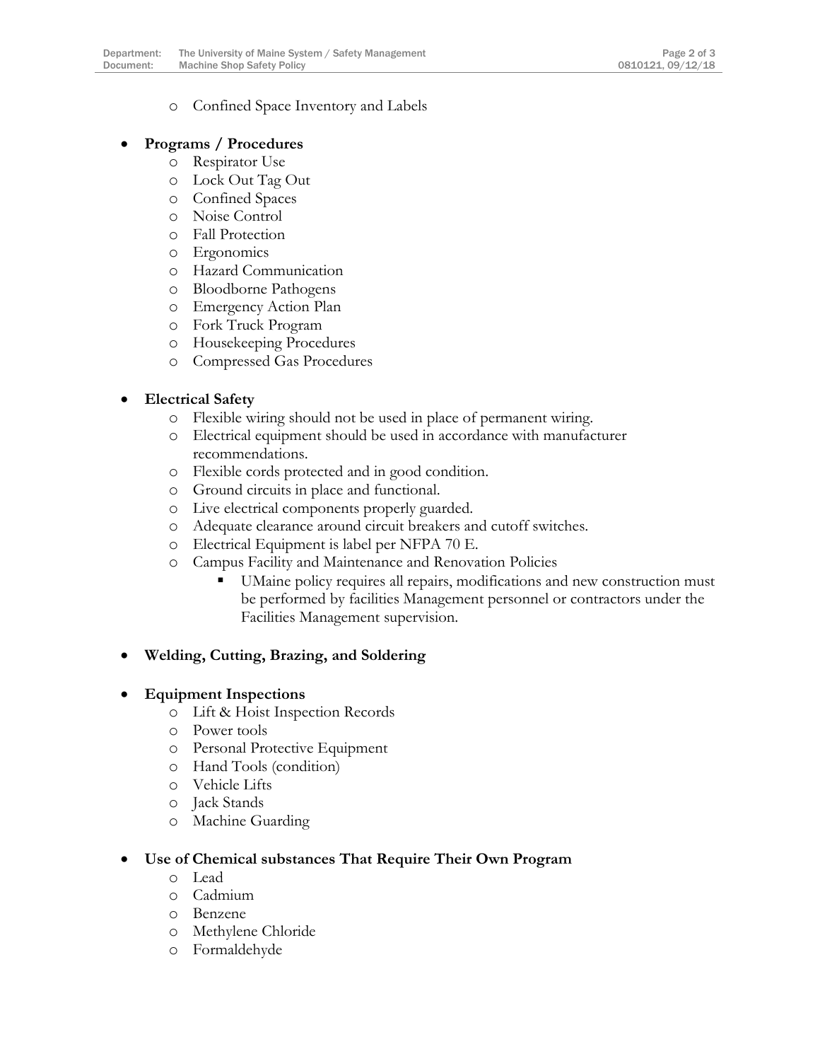- Confined Space Inventory and Labels

- **Programs / Procedures**
  - Respirator Use
  - Lock Out Tag Out
  - Confined Spaces
  - Noise Control
  - Fall Protection
  - Ergonomics
  - Hazard Communication
  - Bloodborne Pathogens
  - Emergency Action Plan
  - Fork Truck Program
  - Housekeeping Procedures
  - Compressed Gas Procedures

- **Electrical Safety**
  - Flexible wiring should not be used in place of permanent wiring.
  - Electrical equipment should be used in accordance with manufacturer recommendations.
  - Flexible cords protected and in good condition.
  - Ground circuits in place and functional.
  - Live electrical components properly guarded.
  - Adequate clearance around circuit breakers and cutoff switches.
  - Electrical Equipment is label per NFPA 70 E.
  - Campus Facility and Maintenance and Renovation Policies
    - UMaine policy requires all repairs, modifications and new construction must be performed by facilities Management personnel or contractors under the Facilities Management supervision.

- **Welding, Cutting, Brazing, and Soldering**

- **Equipment Inspections**
  - Lift & Hoist Inspection Records
  - Power tools
  - Personal Protective Equipment
  - Hand Tools (condition)
  - Vehicle Lifts
  - Jack Stands
  - Machine Guarding

- **Use of Chemical substances That Require Their Own Program**
  - Lead
  - Cadmium
  - Benzene
  - Methylene Chloride
  - Formaldehyde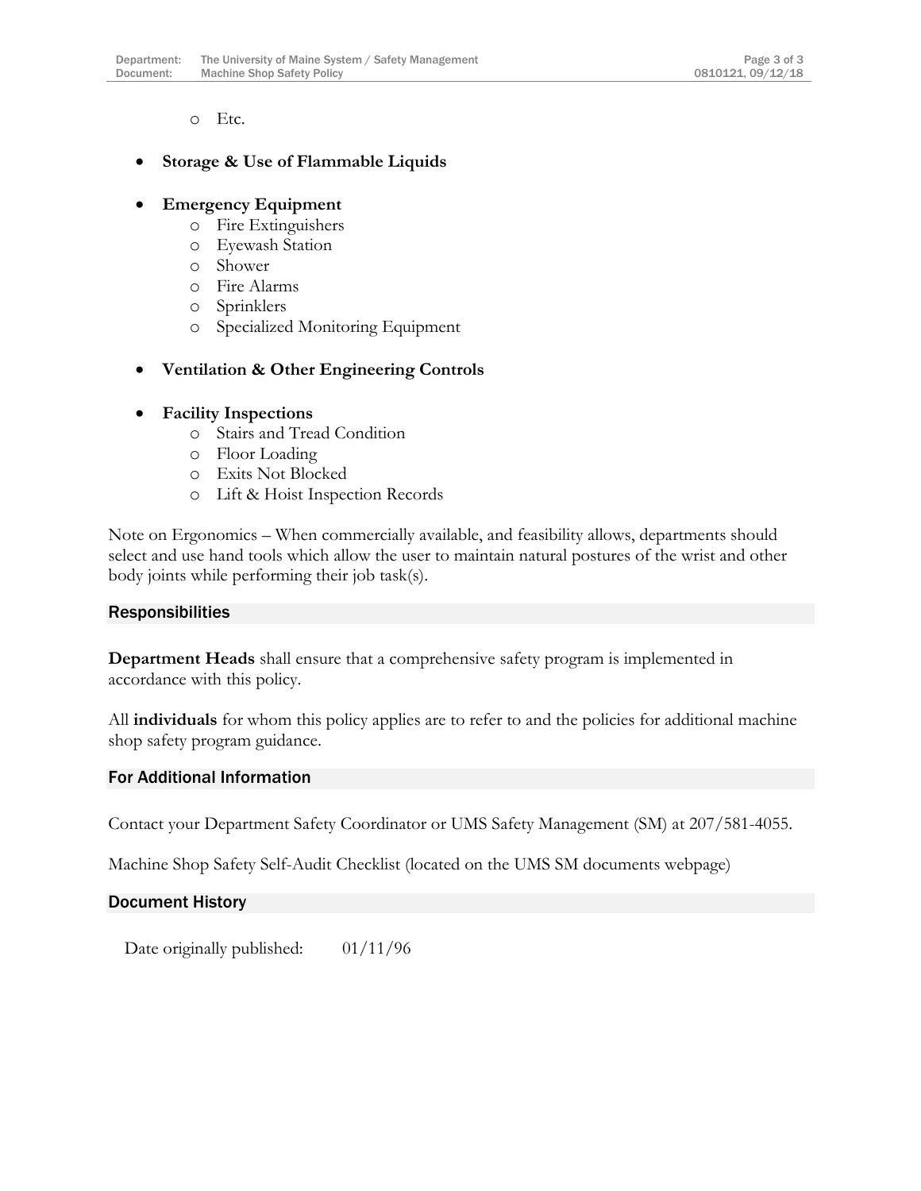- Etc.

- **Storage & Use of Flammable Liquids**

- **Emergency Equipment**
  - Fire Extinguishers
  - Eyewash Station
  - Shower
  - Fire Alarms
  - Sprinklers
  - Specialized Monitoring Equipment

- **Ventilation & Other Engineering Controls**

- **Facility Inspections**
  - Stairs and Tread Condition
  - Floor Loading
  - Exits Not Blocked
  - Lift & Hoist Inspection Records

Note on Ergonomics – When commercially available, and feasibility allows, departments should select and use hand tools which allow the user to maintain natural postures of the wrist and other body joints while performing their job task(s).

## Responsibilities

**Department Heads** shall ensure that a comprehensive safety program is implemented in accordance with this policy.

All **individuals** for whom this policy applies are to refer to and the policies for additional machine shop safety program guidance.

## For Additional Information

Contact your Department Safety Coordinator or UMS Safety Management (SM) at 207/581-4055.

Machine Shop Safety Self-Audit Checklist (located on the UMS SM documents webpage)

## Document History

Date originally published: 01/11/96